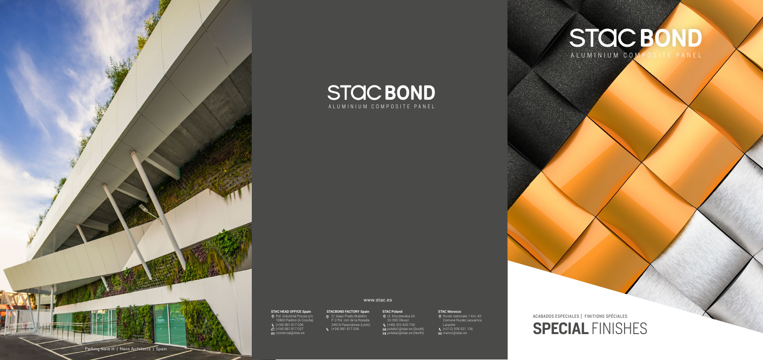Parking Nave H | Naos Architects | Spain

# STAC BOND

ALUMINIUM COMPOSITE PANEL

www.stac.es

**STAC HEAD OFFICE Spain**
Pol. Industrial Picusa s/n
15900 Padrón (A Coruña)
(+34) 981 817 036
(+34) 981 817 037
comercial@stac.es

**STACBOND FACTORY Spain**
C/ Isaac Prado Bodelón
P. 2 Pol. ind. de la Rozada
24516 Parandones (León)
(+34) 981 817 036

**STAC Poland**
Ul. Kluczewska 2A
32-300 Olkusz
(+48) 322 630 740
polska1@stac.es (South)
polska2@stac.es (North)

**STAC Morocco**
Route nationale 1 Km, 92
Comune Rurale Laouamra
Larache
(+212) 539 521 136
maroc@stac.es

# STAC BOND

ALUMINIUM COMPOSITE PANEL

ACABADOS ESPECIALES | FINITIONS SPÉCIALES

## **SPECIAL** FINISHES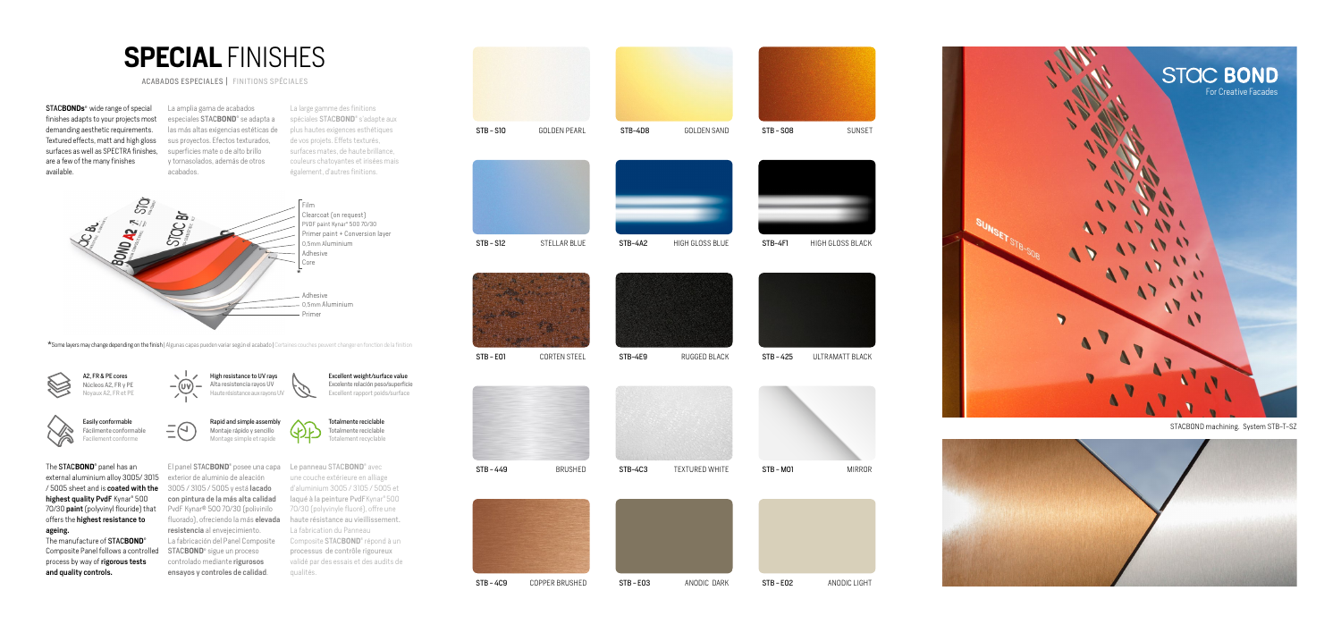# **SPECIAL** FINISHES

ACABADOS ESPECIALES | FINITIONS SPÉCIALES

STAC**BONDs**® wide range of special finishes adapts to your projects most demanding aesthetic requirements. Textured effects, matt and high gloss surfaces as well as SPECTRA finishes, are a few of the many finishes available.

La amplia gama de acabados especiales STAC**BOND**® se adapta a las más altas exigencias estéticas de sus proyectos. Efectos texturados, superficies mate o de alto brillo y tornasolados, además de otros acabados.

La large gamme des finitions spéciales STAC**BOND**® s'adapte aux plus hautes exigences esthétiques de vos projets. Effets texturés, surfaces mates, de haute brillance, couleurs chatoyantes et irisées mais également, d'autres finitions.

Film
Clearcoat (on request)
PVDF paint Kynar® 500 70/30
Primer paint + Conversion layer
0.5mm Aluminium
Adhesive
Core*
Adhesive
0.5mm Aluminium
Primer

*Some layers may change depending on the finish | Algunas capas pueden variar según el acabado | Certaines couches peuvent changer en fonction de la finition

**A2, FR & PE cores**
Núcleos A2, FR y PE
Noyaux A2, FR et PE

**High resistance to UV rays**
Alta resistencia rayos UV
Haute résistance aux rayons UV

**Excellent weight/surface value**
Excelente relación peso/superficie
Excellent rapport poids/surface

**Easily conformable**
Fácilmente conformable
Facilement conforme

**Rapid and simple assembly**
Montaje rápido y sencillo
Montage simple et rapide

**Totalmente reciclable**
Totalmente reciclable
Totalement recyclable

The STAC**BOND**® panel has an external aluminium alloy 3005/ 3015 / 5005 sheet and is **coated with the highest quality PvdF** Kynar® 500 70/30 **paint** (polyvinyl flouride) that offers the **highest resistance to ageing.**
The manufacture of STAC**BOND**® Composite Panel follows a controlled process by way of **rigorous tests and quality controls.**

El panel STAC**BOND**® posee una capa exterior de aluminio de aleación 3005 / 3105 / 5005 y está **lacado con pintura de la más alta calidad** PvdF Kynar® 500 70/30 (polivinilo fluorado), ofreciendo la más **elevada resistencia** al envejecimiento.
La fabricación del Panel Composite STAC**BOND**® sigue un proceso controlado mediante **rigurosos ensayos y controles de calidad**.

Le panneau STAC**BOND**® avec une couche extérieure en alliage d'aluminium 3005 / 3105 / 5005 et laqué à la peinture PvdF Kynar® 500 70/30 (polyvinyle fluoré), offre une **haute résistance au vieillissement.**
La fabrication du Panneau Composite STAC**BOND**® répond à un **processus de contrôle rigoureux** validé par des essais et des audits de qualités.

STB – S10 GOLDEN PEARL
STB–4D8 GOLDEN SAND
STB – S08 SUNSET
STB – S12 STELLAR BLUE
STB–4A2 HIGH GLOSS BLUE
STB–4F1 HIGH GLOSS BLACK
STB – E01 CORTEN STEEL
STB–4E9 RUGGED BLACK
STB – 425 ULTRAMATT BLACK
STB – 449 BRUSHED
STB–4C3 TEXTURED WHITE
STB – M01 MIRROR
STB – 4C9 COPPER BRUSHED
STB – E03 ANODIC DARK
STB – E02 ANODIC LIGHT

STAC **BOND**
For Creative Facades

SUNSET STB-S08

STACBOND machining, System STB–T–SZ